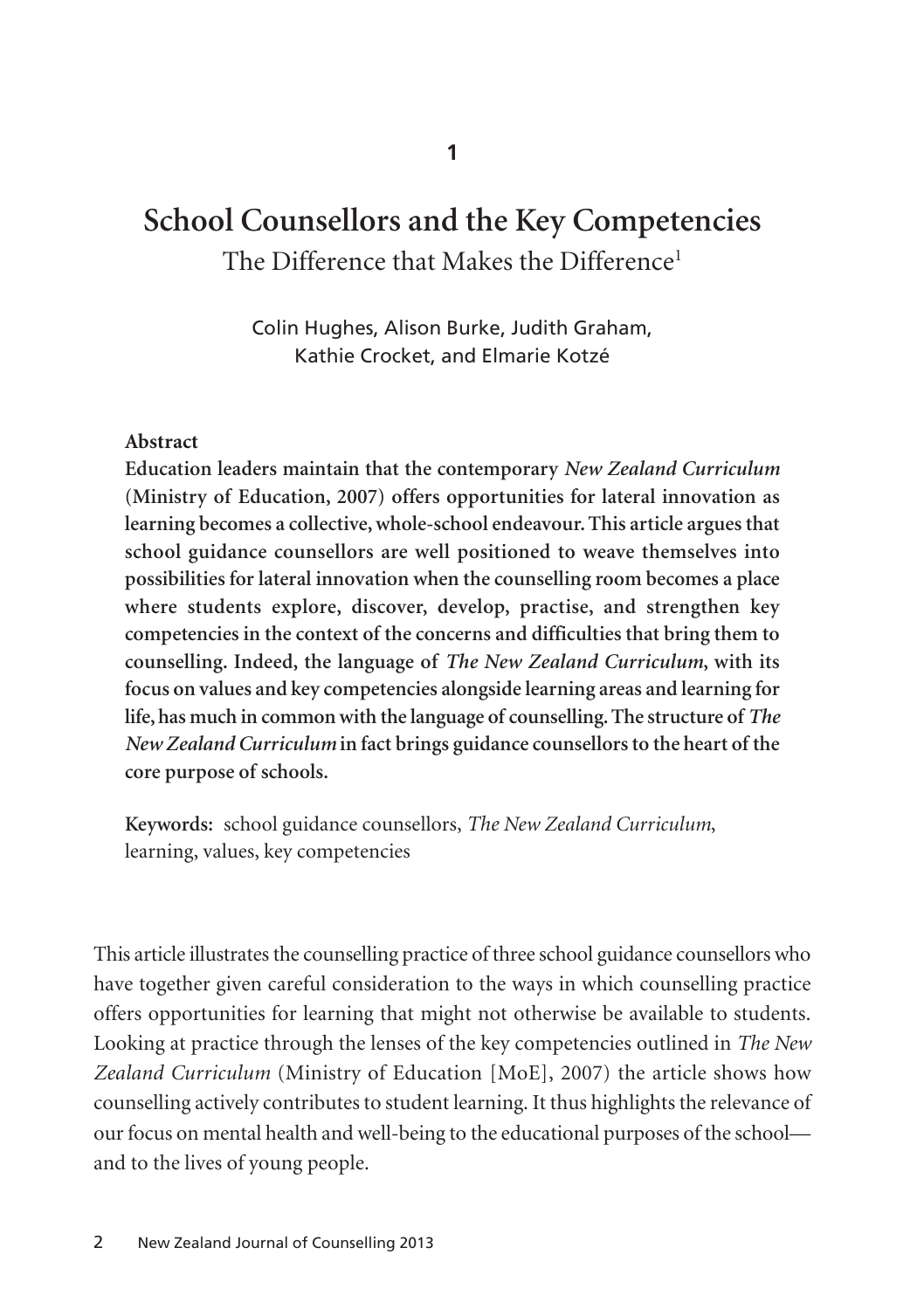1

# School Counsellors and the Key Competencies

## The Difference that Makes the Difference[1]

Colin Hughes, Alison Burke, Judith Graham, Kathie Crocket, and Elmarie Kotzé

**Abstract**

**Education leaders maintain that the contemporary *New Zealand Curriculum* (Ministry of Education, 2007) offers opportunities for lateral innovation as learning becomes a collective, whole-school endeavour. This article argues that school guidance counsellors are well positioned to weave themselves into possibilities for lateral innovation when the counselling room becomes a place where students explore, discover, develop, practise, and strengthen key competencies in the context of the concerns and difficulties that bring them to counselling. Indeed, the language of *The New Zealand Curriculum*, with its focus on values and key competencies alongside learning areas and learning for life, has much in common with the language of counselling. The structure of *The New Zealand Curriculum* in fact brings guidance counsellors to the heart of the core purpose of schools.**

**Keywords:** school guidance counsellors, *The New Zealand Curriculum*, learning, values, key competencies

This article illustrates the counselling practice of three school guidance counsellors who have together given careful consideration to the ways in which counselling practice offers opportunities for learning that might not otherwise be available to students. Looking at practice through the lenses of the key competencies outlined in *The New Zealand Curriculum* (Ministry of Education [MoE], 2007) the article shows how counselling actively contributes to student learning. It thus highlights the relevance of our focus on mental health and well-being to the educational purposes of the school—and to the lives of young people.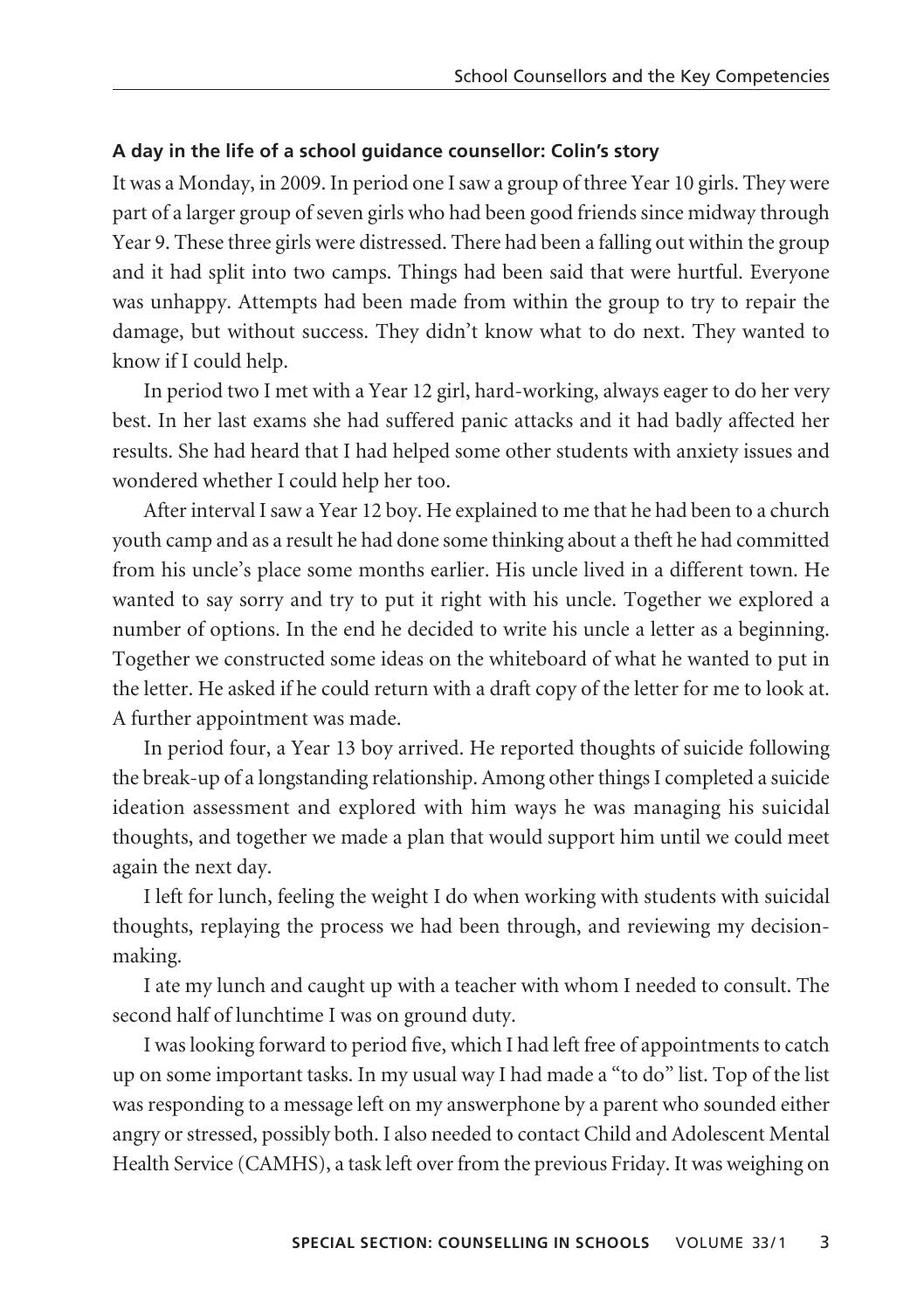#### A day in the life of a school guidance counsellor: Colin's story

It was a Monday, in 2009. In period one I saw a group of three Year 10 girls. They were part of a larger group of seven girls who had been good friends since midway through Year 9. These three girls were distressed. There had been a falling out within the group and it had split into two camps. Things had been said that were hurtful. Everyone was unhappy. Attempts had been made from within the group to try to repair the damage, but without success. They didn't know what to do next. They wanted to know if I could help.

In period two I met with a Year 12 girl, hard-working, always eager to do her very best. In her last exams she had suffered panic attacks and it had badly affected her results. She had heard that I had helped some other students with anxiety issues and wondered whether I could help her too.

After interval I saw a Year 12 boy. He explained to me that he had been to a church youth camp and as a result he had done some thinking about a theft he had committed from his uncle's place some months earlier. His uncle lived in a different town. He wanted to say sorry and try to put it right with his uncle. Together we explored a number of options. In the end he decided to write his uncle a letter as a beginning. Together we constructed some ideas on the whiteboard of what he wanted to put in the letter. He asked if he could return with a draft copy of the letter for me to look at. A further appointment was made.

In period four, a Year 13 boy arrived. He reported thoughts of suicide following the break-up of a longstanding relationship. Among other things I completed a suicide ideation assessment and explored with him ways he was managing his suicidal thoughts, and together we made a plan that would support him until we could meet again the next day.

I left for lunch, feeling the weight I do when working with students with suicidal thoughts, replaying the process we had been through, and reviewing my decision-making.

I ate my lunch and caught up with a teacher with whom I needed to consult. The second half of lunchtime I was on ground duty.

I was looking forward to period five, which I had left free of appointments to catch up on some important tasks. In my usual way I had made a "to do" list. Top of the list was responding to a message left on my answerphone by a parent who sounded either angry or stressed, possibly both. I also needed to contact Child and Adolescent Mental Health Service (CAMHS), a task left over from the previous Friday. It was weighing on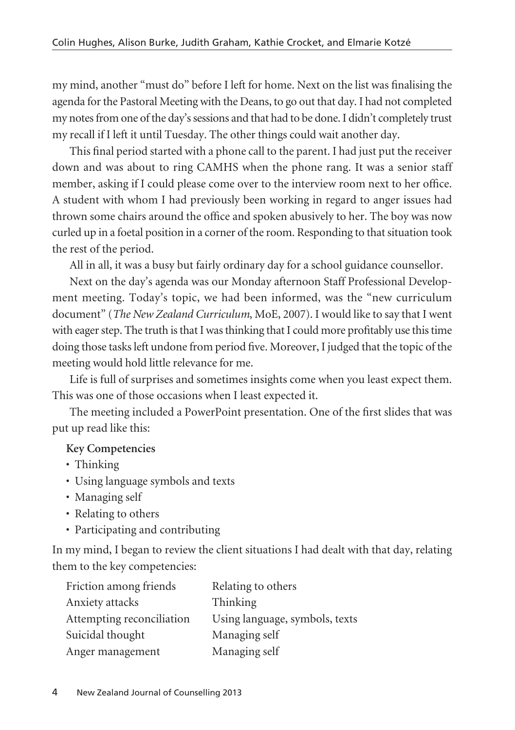my mind, another "must do" before I left for home. Next on the list was finalising the agenda for the Pastoral Meeting with the Deans, to go out that day. I had not completed my notes from one of the day's sessions and that had to be done. I didn't completely trust my recall if I left it until Tuesday. The other things could wait another day.

This final period started with a phone call to the parent. I had just put the receiver down and was about to ring CAMHS when the phone rang. It was a senior staff member, asking if I could please come over to the interview room next to her office. A student with whom I had previously been working in regard to anger issues had thrown some chairs around the office and spoken abusively to her. The boy was now curled up in a foetal position in a corner of the room. Responding to that situation took the rest of the period.

All in all, it was a busy but fairly ordinary day for a school guidance counsellor.

Next on the day's agenda was our Monday afternoon Staff Professional Development meeting. Today's topic, we had been informed, was the "new curriculum document" (*The New Zealand Curriculum*, MoE, 2007). I would like to say that I went with eager step. The truth is that I was thinking that I could more profitably use this time doing those tasks left undone from period five. Moreover, I judged that the topic of the meeting would hold little relevance for me.

Life is full of surprises and sometimes insights come when you least expect them. This was one of those occasions when I least expected it.

The meeting included a PowerPoint presentation. One of the first slides that was put up read like this:

**Key Competencies**

- Thinking
- Using language symbols and texts
- Managing self
- Relating to others
- Participating and contributing

In my mind, I began to review the client situations I had dealt with that day, relating them to the key competencies:

| | |
|---|---|
| Friction among friends | Relating to others |
| Anxiety attacks | Thinking |
| Attempting reconciliation | Using language, symbols, texts |
| Suicidal thought | Managing self |
| Anger management | Managing self |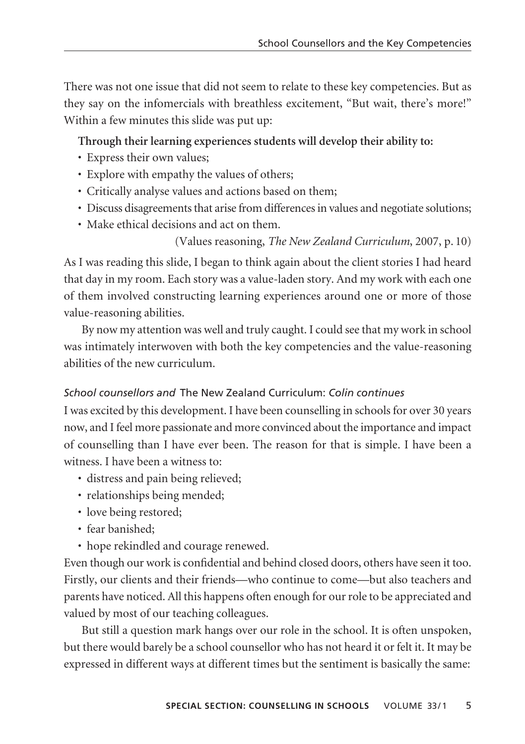There was not one issue that did not seem to relate to these key competencies. But as they say on the infomercials with breathless excitement, "But wait, there's more!" Within a few minutes this slide was put up:

> **Through their learning experiences students will develop their ability to:**
> - Express their own values;
> - Explore with empathy the values of others;
> - Critically analyse values and actions based on them;
> - Discuss disagreements that arise from differences in values and negotiate solutions;
> - Make ethical decisions and act on them.
>
> (Values reasoning, *The New Zealand Curriculum*, 2007, p. 10)

As I was reading this slide, I began to think again about the client stories I had heard that day in my room. Each story was a value-laden story. And my work with each one of them involved constructing learning experiences around one or more of those value-reasoning abilities.

By now my attention was well and truly caught. I could see that my work in school was intimately interwoven with both the key competencies and the value-reasoning abilities of the new curriculum.

### *School counsellors and* The New Zealand Curriculum: *Colin continues*

I was excited by this development. I have been counselling in schools for over 30 years now, and I feel more passionate and more convinced about the importance and impact of counselling than I have ever been. The reason for that is simple. I have been a witness. I have been a witness to:

- distress and pain being relieved;
- relationships being mended;
- love being restored;
- fear banished;
- hope rekindled and courage renewed.

Even though our work is confidential and behind closed doors, others have seen it too. Firstly, our clients and their friends—who continue to come—but also teachers and parents have noticed. All this happens often enough for our role to be appreciated and valued by most of our teaching colleagues.

But still a question mark hangs over our role in the school. It is often unspoken, but there would barely be a school counsellor who has not heard it or felt it. It may be expressed in different ways at different times but the sentiment is basically the same: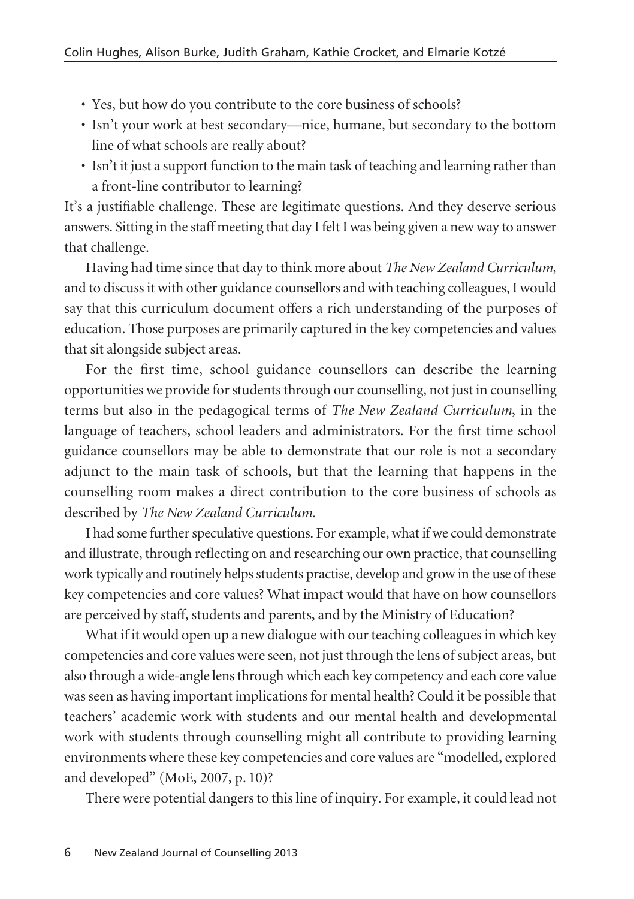- Yes, but how do you contribute to the core business of schools?
- Isn't your work at best secondary—nice, humane, but secondary to the bottom line of what schools are really about?
- Isn't it just a support function to the main task of teaching and learning rather than a front-line contributor to learning?

It's a justifiable challenge. These are legitimate questions. And they deserve serious answers. Sitting in the staff meeting that day I felt I was being given a new way to answer that challenge.

Having had time since that day to think more about *The New Zealand Curriculum*, and to discuss it with other guidance counsellors and with teaching colleagues, I would say that this curriculum document offers a rich understanding of the purposes of education. Those purposes are primarily captured in the key competencies and values that sit alongside subject areas.

For the first time, school guidance counsellors can describe the learning opportunities we provide for students through our counselling, not just in counselling terms but also in the pedagogical terms of *The New Zealand Curriculum*, in the language of teachers, school leaders and administrators. For the first time school guidance counsellors may be able to demonstrate that our role is not a secondary adjunct to the main task of schools, but that the learning that happens in the counselling room makes a direct contribution to the core business of schools as described by *The New Zealand Curriculum*.

I had some further speculative questions. For example, what if we could demonstrate and illustrate, through reflecting on and researching our own practice, that counselling work typically and routinely helps students practise, develop and grow in the use of these key competencies and core values? What impact would that have on how counsellors are perceived by staff, students and parents, and by the Ministry of Education?

What if it would open up a new dialogue with our teaching colleagues in which key competencies and core values were seen, not just through the lens of subject areas, but also through a wide-angle lens through which each key competency and each core value was seen as having important implications for mental health? Could it be possible that teachers' academic work with students and our mental health and developmental work with students through counselling might all contribute to providing learning environments where these key competencies and core values are "modelled, explored and developed" (MoE, 2007, p. 10)?

There were potential dangers to this line of inquiry. For example, it could lead not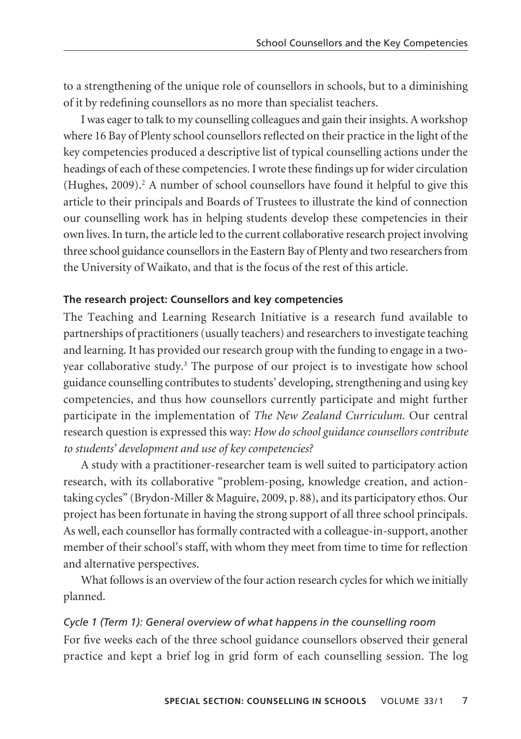to a strengthening of the unique role of counsellors in schools, but to a diminishing of it by redefining counsellors as no more than specialist teachers.

I was eager to talk to my counselling colleagues and gain their insights. A workshop where 16 Bay of Plenty school counsellors reflected on their practice in the light of the key competencies produced a descriptive list of typical counselling actions under the headings of each of these competencies. I wrote these findings up for wider circulation (Hughes, 2009).[2] A number of school counsellors have found it helpful to give this article to their principals and Boards of Trustees to illustrate the kind of connection our counselling work has in helping students develop these competencies in their own lives. In turn, the article led to the current collaborative research project involving three school guidance counsellors in the Eastern Bay of Plenty and two researchers from the University of Waikato, and that is the focus of the rest of this article.

### The research project: Counsellors and key competencies

The Teaching and Learning Research Initiative is a research fund available to partnerships of practitioners (usually teachers) and researchers to investigate teaching and learning. It has provided our research group with the funding to engage in a two-year collaborative study.[3] The purpose of our project is to investigate how school guidance counselling contributes to students' developing, strengthening and using key competencies, and thus how counsellors currently participate and might further participate in the implementation of *The New Zealand Curriculum*. Our central research question is expressed this way: *How do school guidance counsellors contribute to students' development and use of key competencies?*

A study with a practitioner-researcher team is well suited to participatory action research, with its collaborative "problem-posing, knowledge creation, and action-taking cycles" (Brydon-Miller & Maguire, 2009, p. 88), and its participatory ethos. Our project has been fortunate in having the strong support of all three school principals. As well, each counsellor has formally contracted with a colleague-in-support, another member of their school's staff, with whom they meet from time to time for reflection and alternative perspectives.

What follows is an overview of the four action research cycles for which we initially planned.

#### *Cycle 1 (Term 1): General overview of what happens in the counselling room*

For five weeks each of the three school guidance counsellors observed their general practice and kept a brief log in grid form of each counselling session. The log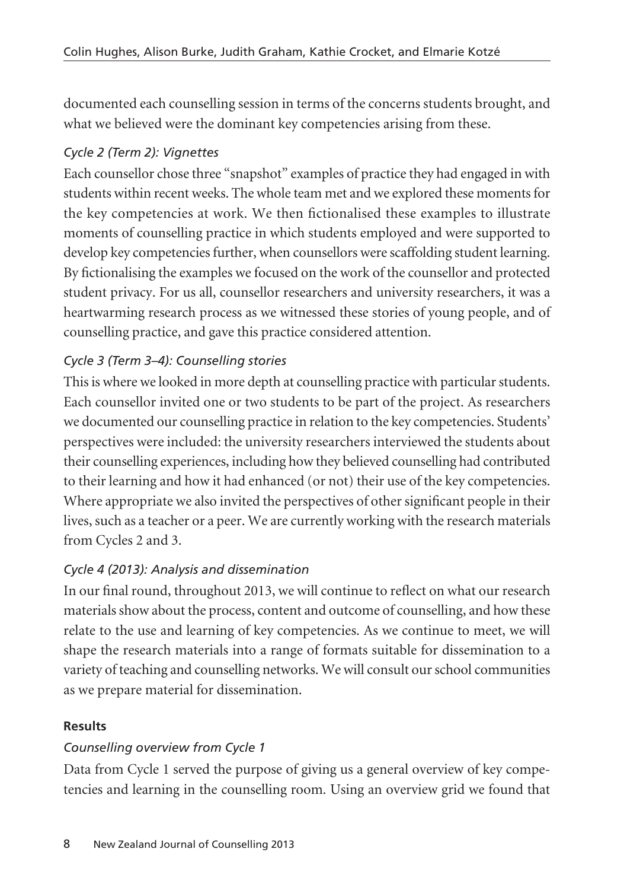documented each counselling session in terms of the concerns students brought, and what we believed were the dominant key competencies arising from these.

*Cycle 2 (Term 2): Vignettes*

Each counsellor chose three "snapshot" examples of practice they had engaged in with students within recent weeks. The whole team met and we explored these moments for the key competencies at work. We then fictionalised these examples to illustrate moments of counselling practice in which students employed and were supported to develop key competencies further, when counsellors were scaffolding student learning. By fictionalising the examples we focused on the work of the counsellor and protected student privacy. For us all, counsellor researchers and university researchers, it was a heartwarming research process as we witnessed these stories of young people, and of counselling practice, and gave this practice considered attention.

*Cycle 3 (Term 3–4): Counselling stories*

This is where we looked in more depth at counselling practice with particular students. Each counsellor invited one or two students to be part of the project. As researchers we documented our counselling practice in relation to the key competencies. Students' perspectives were included: the university researchers interviewed the students about their counselling experiences, including how they believed counselling had contributed to their learning and how it had enhanced (or not) their use of the key competencies. Where appropriate we also invited the perspectives of other significant people in their lives, such as a teacher or a peer. We are currently working with the research materials from Cycles 2 and 3.

*Cycle 4 (2013): Analysis and dissemination*

In our final round, throughout 2013, we will continue to reflect on what our research materials show about the process, content and outcome of counselling, and how these relate to the use and learning of key competencies. As we continue to meet, we will shape the research materials into a range of formats suitable for dissemination to a variety of teaching and counselling networks. We will consult our school communities as we prepare material for dissemination.

**Results**

*Counselling overview from Cycle 1*

Data from Cycle 1 served the purpose of giving us a general overview of key competencies and learning in the counselling room. Using an overview grid we found that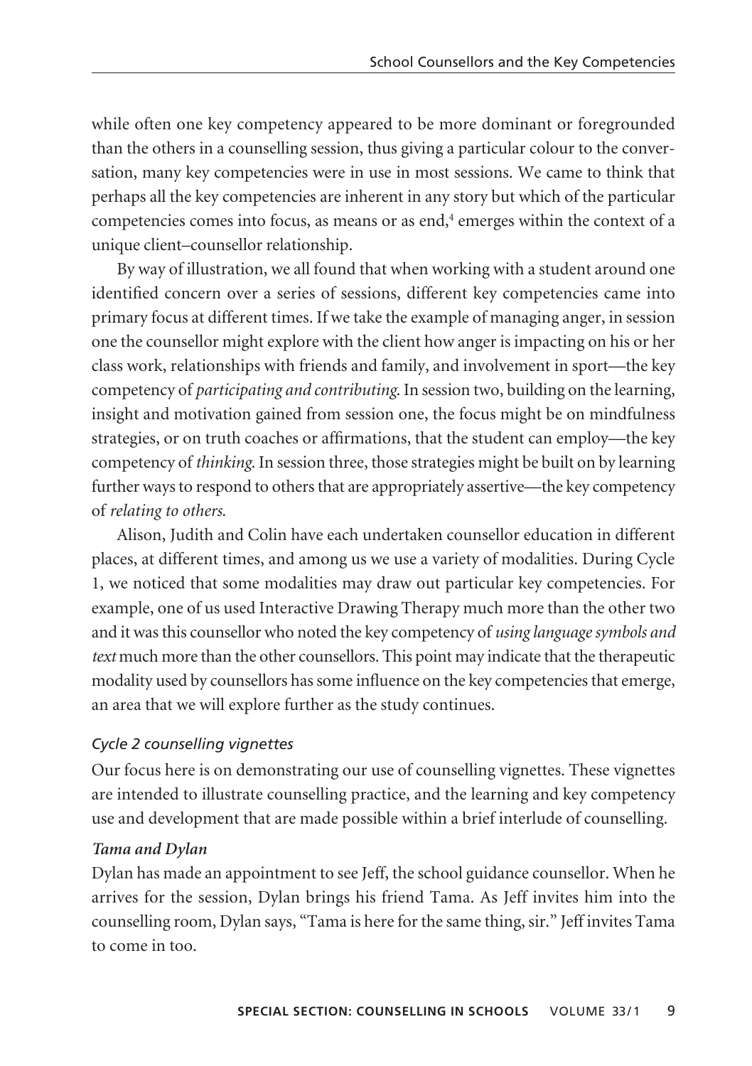while often one key competency appeared to be more dominant or foregrounded than the others in a counselling session, thus giving a particular colour to the conversation, many key competencies were in use in most sessions. We came to think that perhaps all the key competencies are inherent in any story but which of the particular competencies comes into focus, as means or as end,[4] emerges within the context of a unique client–counsellor relationship.

By way of illustration, we all found that when working with a student around one identified concern over a series of sessions, different key competencies came into primary focus at different times. If we take the example of managing anger, in session one the counsellor might explore with the client how anger is impacting on his or her class work, relationships with friends and family, and involvement in sport—the key competency of *participating and contributing*. In session two, building on the learning, insight and motivation gained from session one, the focus might be on mindfulness strategies, or on truth coaches or affirmations, that the student can employ—the key competency of *thinking*. In session three, those strategies might be built on by learning further ways to respond to others that are appropriately assertive—the key competency of *relating to others*.

Alison, Judith and Colin have each undertaken counsellor education in different places, at different times, and among us we use a variety of modalities. During Cycle 1, we noticed that some modalities may draw out particular key competencies. For example, one of us used Interactive Drawing Therapy much more than the other two and it was this counsellor who noted the key competency of *using language symbols and text* much more than the other counsellors. This point may indicate that the therapeutic modality used by counsellors has some influence on the key competencies that emerge, an area that we will explore further as the study continues.

### *Cycle 2 counselling vignettes*

Our focus here is on demonstrating our use of counselling vignettes. These vignettes are intended to illustrate counselling practice, and the learning and key competency use and development that are made possible within a brief interlude of counselling.

#### ***Tama and Dylan***

Dylan has made an appointment to see Jeff, the school guidance counsellor. When he arrives for the session, Dylan brings his friend Tama. As Jeff invites him into the counselling room, Dylan says, "Tama is here for the same thing, sir." Jeff invites Tama to come in too.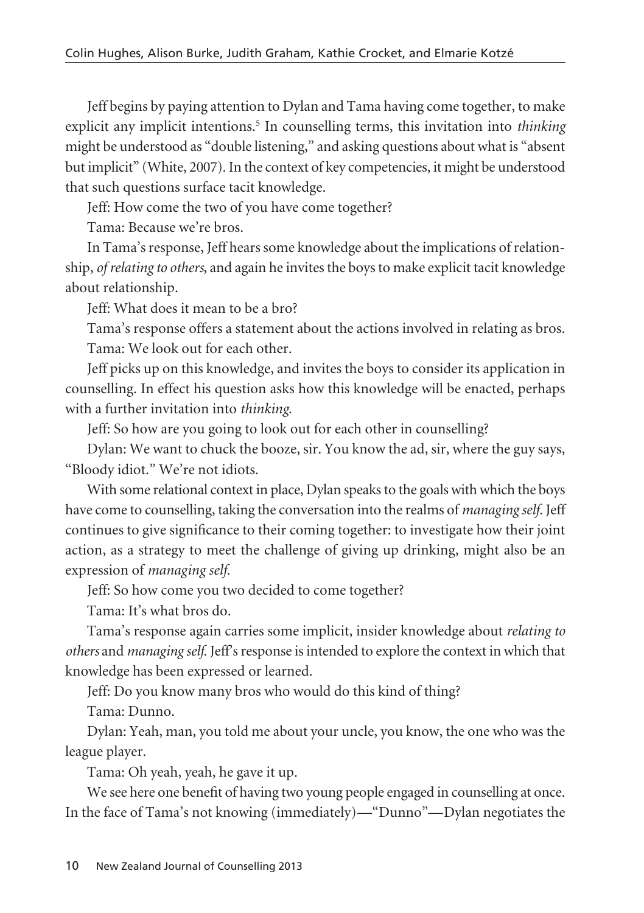Jeff begins by paying attention to Dylan and Tama having come together, to make explicit any implicit intentions.[5] In counselling terms, this invitation into *thinking* might be understood as "double listening," and asking questions about what is "absent but implicit" (White, 2007). In the context of key competencies, it might be understood that such questions surface tacit knowledge.

Jeff: How come the two of you have come together?

Tama: Because we're bros.

In Tama's response, Jeff hears some knowledge about the implications of relationship, *of relating to others*, and again he invites the boys to make explicit tacit knowledge about relationship.

Jeff: What does it mean to be a bro?

Tama's response offers a statement about the actions involved in relating as bros.

Tama: We look out for each other.

Jeff picks up on this knowledge, and invites the boys to consider its application in counselling. In effect his question asks how this knowledge will be enacted, perhaps with a further invitation into *thinking*.

Jeff: So how are you going to look out for each other in counselling?

Dylan: We want to chuck the booze, sir. You know the ad, sir, where the guy says, "Bloody idiot." We're not idiots.

With some relational context in place, Dylan speaks to the goals with which the boys have come to counselling, taking the conversation into the realms of *managing self*. Jeff continues to give significance to their coming together: to investigate how their joint action, as a strategy to meet the challenge of giving up drinking, might also be an expression of *managing self*.

Jeff: So how come you two decided to come together?

Tama: It's what bros do.

Tama's response again carries some implicit, insider knowledge about *relating to others* and *managing self*. Jeff's response is intended to explore the context in which that knowledge has been expressed or learned.

Jeff: Do you know many bros who would do this kind of thing?

Tama: Dunno.

Dylan: Yeah, man, you told me about your uncle, you know, the one who was the league player.

Tama: Oh yeah, yeah, he gave it up.

We see here one benefit of having two young people engaged in counselling at once. In the face of Tama's not knowing (immediately)—"Dunno"—Dylan negotiates the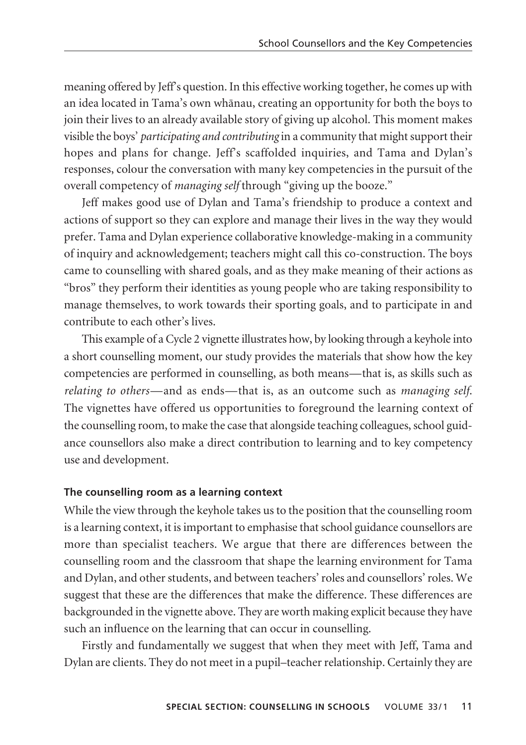meaning offered by Jeff's question. In this effective working together, he comes up with an idea located in Tama's own whānau, creating an opportunity for both the boys to join their lives to an already available story of giving up alcohol. This moment makes visible the boys' *participating and contributing* in a community that might support their hopes and plans for change. Jeff's scaffolded inquiries, and Tama and Dylan's responses, colour the conversation with many key competencies in the pursuit of the overall competency of *managing self* through "giving up the booze."

Jeff makes good use of Dylan and Tama's friendship to produce a context and actions of support so they can explore and manage their lives in the way they would prefer. Tama and Dylan experience collaborative knowledge-making in a community of inquiry and acknowledgement; teachers might call this co-construction. The boys came to counselling with shared goals, and as they make meaning of their actions as "bros" they perform their identities as young people who are taking responsibility to manage themselves, to work towards their sporting goals, and to participate in and contribute to each other's lives.

This example of a Cycle 2 vignette illustrates how, by looking through a keyhole into a short counselling moment, our study provides the materials that show how the key competencies are performed in counselling, as both means—that is, as skills such as *relating to others*—and as ends—that is, as an outcome such as *managing self*. The vignettes have offered us opportunities to foreground the learning context of the counselling room, to make the case that alongside teaching colleagues, school guidance counsellors also make a direct contribution to learning and to key competency use and development.

#### The counselling room as a learning context

While the view through the keyhole takes us to the position that the counselling room is a learning context, it is important to emphasise that school guidance counsellors are more than specialist teachers. We argue that there are differences between the counselling room and the classroom that shape the learning environment for Tama and Dylan, and other students, and between teachers' roles and counsellors' roles. We suggest that these are the differences that make the difference. These differences are backgrounded in the vignette above. They are worth making explicit because they have such an influence on the learning that can occur in counselling.

Firstly and fundamentally we suggest that when they meet with Jeff, Tama and Dylan are clients. They do not meet in a pupil–teacher relationship. Certainly they are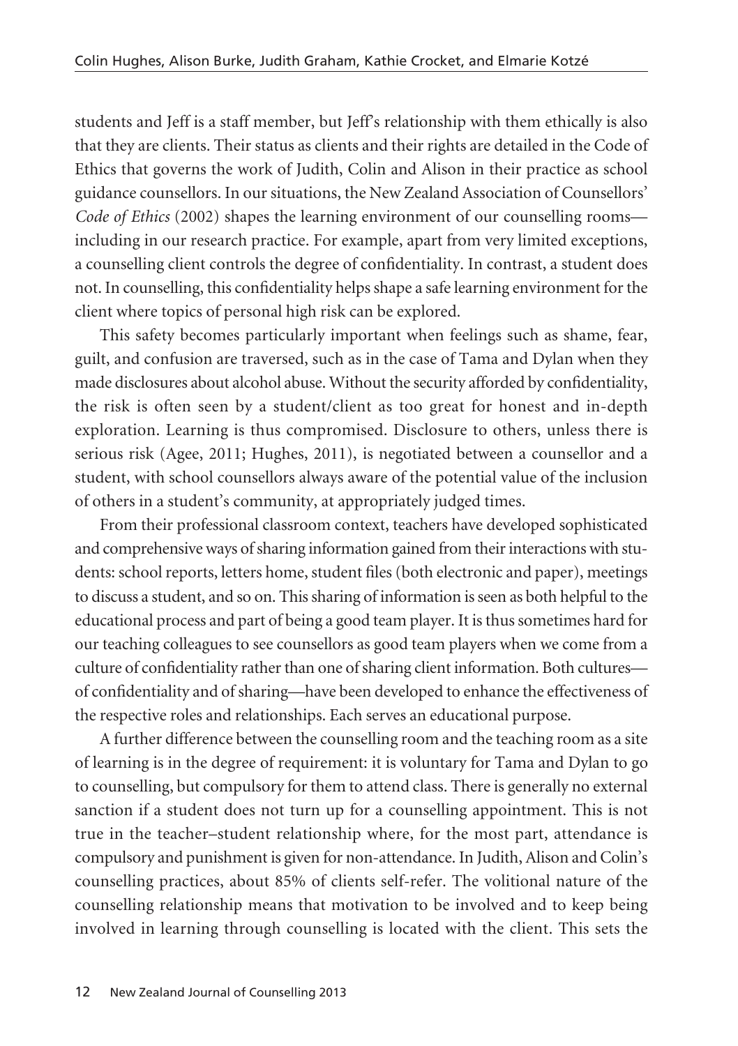students and Jeff is a staff member, but Jeff's relationship with them ethically is also that they are clients. Their status as clients and their rights are detailed in the Code of Ethics that governs the work of Judith, Colin and Alison in their practice as school guidance counsellors. In our situations, the New Zealand Association of Counsellors' *Code of Ethics* (2002) shapes the learning environment of our counselling rooms—including in our research practice. For example, apart from very limited exceptions, a counselling client controls the degree of confidentiality. In contrast, a student does not. In counselling, this confidentiality helps shape a safe learning environment for the client where topics of personal high risk can be explored.

This safety becomes particularly important when feelings such as shame, fear, guilt, and confusion are traversed, such as in the case of Tama and Dylan when they made disclosures about alcohol abuse. Without the security afforded by confidentiality, the risk is often seen by a student/client as too great for honest and in-depth exploration. Learning is thus compromised. Disclosure to others, unless there is serious risk (Agee, 2011; Hughes, 2011), is negotiated between a counsellor and a student, with school counsellors always aware of the potential value of the inclusion of others in a student's community, at appropriately judged times.

From their professional classroom context, teachers have developed sophisticated and comprehensive ways of sharing information gained from their interactions with students: school reports, letters home, student files (both electronic and paper), meetings to discuss a student, and so on. This sharing of information is seen as both helpful to the educational process and part of being a good team player. It is thus sometimes hard for our teaching colleagues to see counsellors as good team players when we come from a culture of confidentiality rather than one of sharing client information. Both cultures—of confidentiality and of sharing—have been developed to enhance the effectiveness of the respective roles and relationships. Each serves an educational purpose.

A further difference between the counselling room and the teaching room as a site of learning is in the degree of requirement: it is voluntary for Tama and Dylan to go to counselling, but compulsory for them to attend class. There is generally no external sanction if a student does not turn up for a counselling appointment. This is not true in the teacher–student relationship where, for the most part, attendance is compulsory and punishment is given for non-attendance. In Judith, Alison and Colin's counselling practices, about 85% of clients self-refer. The volitional nature of the counselling relationship means that motivation to be involved and to keep being involved in learning through counselling is located with the client. This sets the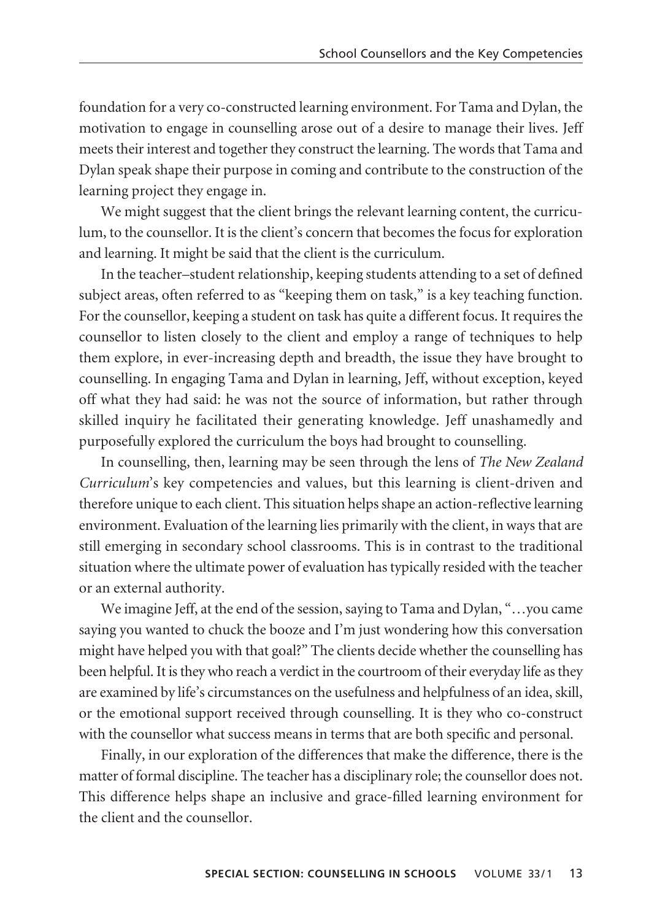foundation for a very co-constructed learning environment. For Tama and Dylan, the motivation to engage in counselling arose out of a desire to manage their lives. Jeff meets their interest and together they construct the learning. The words that Tama and Dylan speak shape their purpose in coming and contribute to the construction of the learning project they engage in.

We might suggest that the client brings the relevant learning content, the curriculum, to the counsellor. It is the client's concern that becomes the focus for exploration and learning. It might be said that the client is the curriculum.

In the teacher–student relationship, keeping students attending to a set of defined subject areas, often referred to as "keeping them on task," is a key teaching function. For the counsellor, keeping a student on task has quite a different focus. It requires the counsellor to listen closely to the client and employ a range of techniques to help them explore, in ever-increasing depth and breadth, the issue they have brought to counselling. In engaging Tama and Dylan in learning, Jeff, without exception, keyed off what they had said: he was not the source of information, but rather through skilled inquiry he facilitated their generating knowledge. Jeff unashamedly and purposefully explored the curriculum the boys had brought to counselling.

In counselling, then, learning may be seen through the lens of *The New Zealand Curriculum*'s key competencies and values, but this learning is client-driven and therefore unique to each client. This situation helps shape an action-reflective learning environment. Evaluation of the learning lies primarily with the client, in ways that are still emerging in secondary school classrooms. This is in contrast to the traditional situation where the ultimate power of evaluation has typically resided with the teacher or an external authority.

We imagine Jeff, at the end of the session, saying to Tama and Dylan, "…you came saying you wanted to chuck the booze and I'm just wondering how this conversation might have helped you with that goal?" The clients decide whether the counselling has been helpful. It is they who reach a verdict in the courtroom of their everyday life as they are examined by life's circumstances on the usefulness and helpfulness of an idea, skill, or the emotional support received through counselling. It is they who co-construct with the counsellor what success means in terms that are both specific and personal.

Finally, in our exploration of the differences that make the difference, there is the matter of formal discipline. The teacher has a disciplinary role; the counsellor does not. This difference helps shape an inclusive and grace-filled learning environment for the client and the counsellor.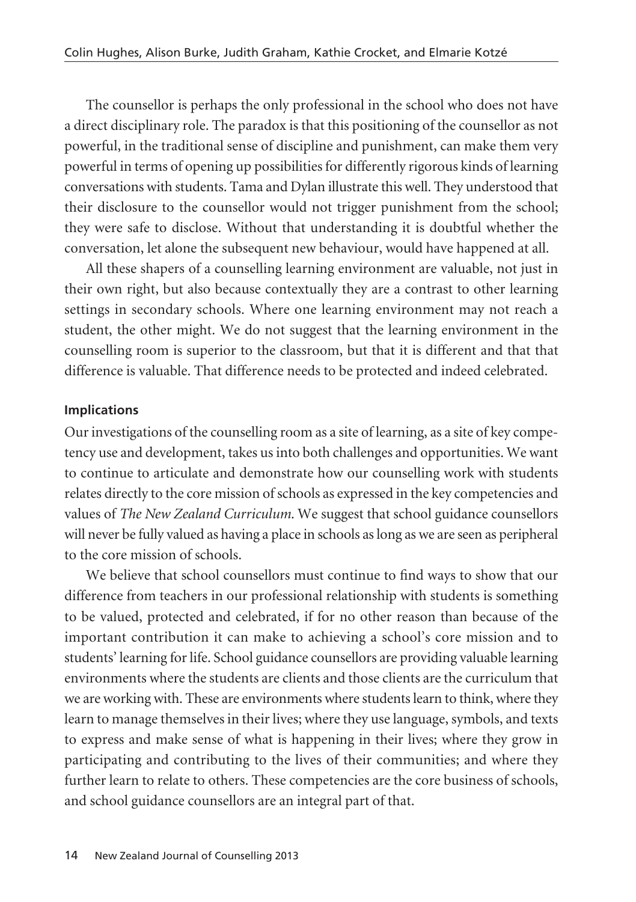The counsellor is perhaps the only professional in the school who does not have a direct disciplinary role. The paradox is that this positioning of the counsellor as not powerful, in the traditional sense of discipline and punishment, can make them very powerful in terms of opening up possibilities for differently rigorous kinds of learning conversations with students. Tama and Dylan illustrate this well. They understood that their disclosure to the counsellor would not trigger punishment from the school; they were safe to disclose. Without that understanding it is doubtful whether the conversation, let alone the subsequent new behaviour, would have happened at all.

All these shapers of a counselling learning environment are valuable, not just in their own right, but also because contextually they are a contrast to other learning settings in secondary schools. Where one learning environment may not reach a student, the other might. We do not suggest that the learning environment in the counselling room is superior to the classroom, but that it is different and that that difference is valuable. That difference needs to be protected and indeed celebrated.

#### Implications

Our investigations of the counselling room as a site of learning, as a site of key competency use and development, takes us into both challenges and opportunities. We want to continue to articulate and demonstrate how our counselling work with students relates directly to the core mission of schools as expressed in the key competencies and values of *The New Zealand Curriculum*. We suggest that school guidance counsellors will never be fully valued as having a place in schools as long as we are seen as peripheral to the core mission of schools.

We believe that school counsellors must continue to find ways to show that our difference from teachers in our professional relationship with students is something to be valued, protected and celebrated, if for no other reason than because of the important contribution it can make to achieving a school's core mission and to students' learning for life. School guidance counsellors are providing valuable learning environments where the students are clients and those clients are the curriculum that we are working with. These are environments where students learn to think, where they learn to manage themselves in their lives; where they use language, symbols, and texts to express and make sense of what is happening in their lives; where they grow in participating and contributing to the lives of their communities; and where they further learn to relate to others. These competencies are the core business of schools, and school guidance counsellors are an integral part of that.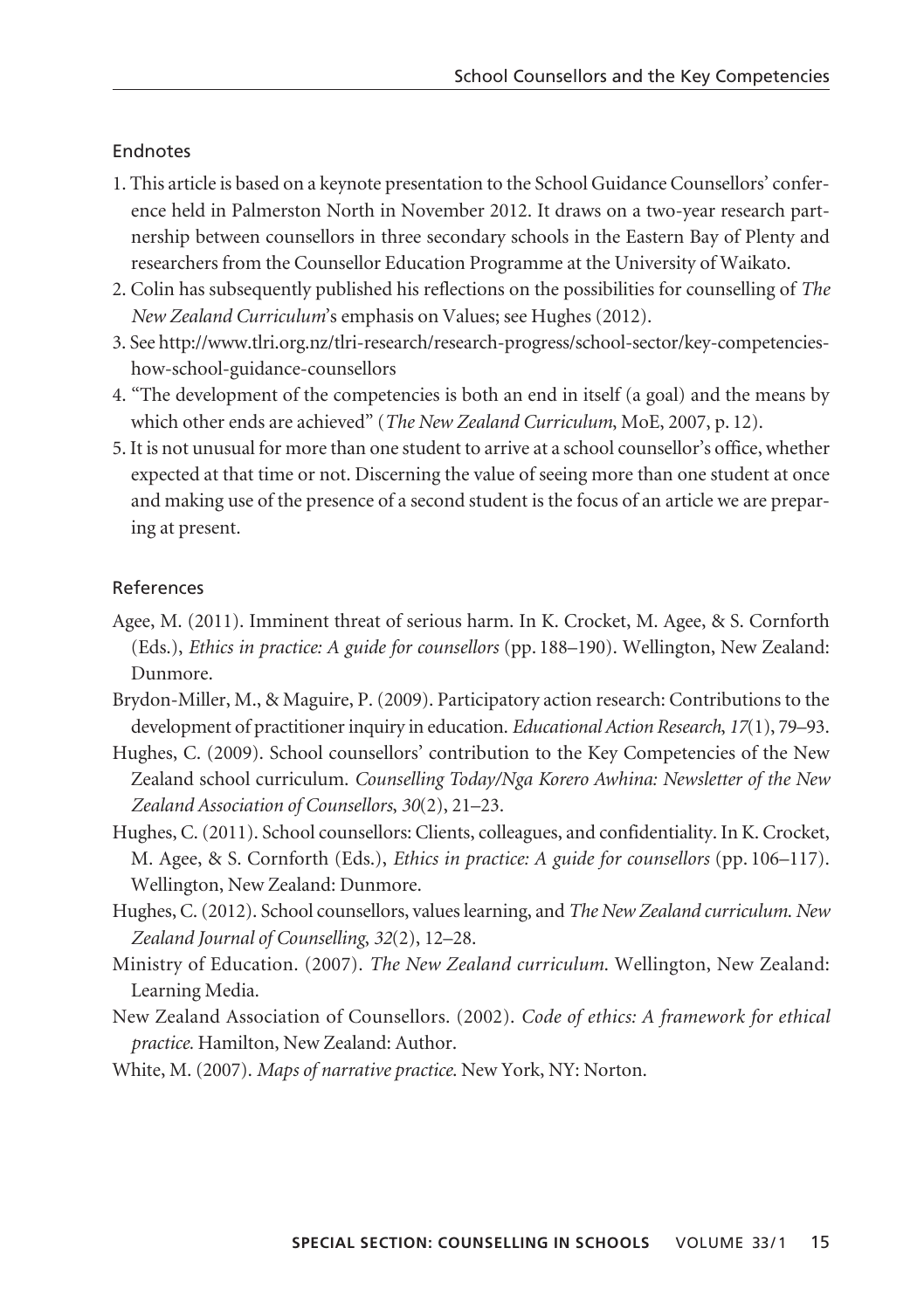## Endnotes

1. This article is based on a keynote presentation to the School Guidance Counsellors' conference held in Palmerston North in November 2012. It draws on a two-year research partnership between counsellors in three secondary schools in the Eastern Bay of Plenty and researchers from the Counsellor Education Programme at the University of Waikato.
2. Colin has subsequently published his reflections on the possibilities for counselling of *The New Zealand Curriculum*'s emphasis on Values; see Hughes (2012).
3. See http://www.tlri.org.nz/tlri-research/research-progress/school-sector/key-competencies-how-school-guidance-counsellors
4. "The development of the competencies is both an end in itself (a goal) and the means by which other ends are achieved" (*The New Zealand Curriculum*, MoE, 2007, p. 12).
5. It is not unusual for more than one student to arrive at a school counsellor's office, whether expected at that time or not. Discerning the value of seeing more than one student at once and making use of the presence of a second student is the focus of an article we are preparing at present.

## References

Agee, M. (2011). Imminent threat of serious harm. In K. Crocket, M. Agee, & S. Cornforth (Eds.), *Ethics in practice: A guide for counsellors* (pp. 188–190). Wellington, New Zealand: Dunmore.

Brydon-Miller, M., & Maguire, P. (2009). Participatory action research: Contributions to the development of practitioner inquiry in education. *Educational Action Research*, *17*(1), 79–93.

Hughes, C. (2009). School counsellors' contribution to the Key Competencies of the New Zealand school curriculum. *Counselling Today/Nga Korero Awhina: Newsletter of the New Zealand Association of Counsellors*, *30*(2), 21–23.

Hughes, C. (2011). School counsellors: Clients, colleagues, and confidentiality. In K. Crocket, M. Agee, & S. Cornforth (Eds.), *Ethics in practice: A guide for counsellors* (pp. 106–117). Wellington, New Zealand: Dunmore.

Hughes, C. (2012). School counsellors, values learning, and *The New Zealand curriculum*. *New Zealand Journal of Counselling*, *32*(2), 12–28.

Ministry of Education. (2007). *The New Zealand curriculum*. Wellington, New Zealand: Learning Media.

New Zealand Association of Counsellors. (2002). *Code of ethics: A framework for ethical practice*. Hamilton, New Zealand: Author.

White, M. (2007). *Maps of narrative practice*. New York, NY: Norton.